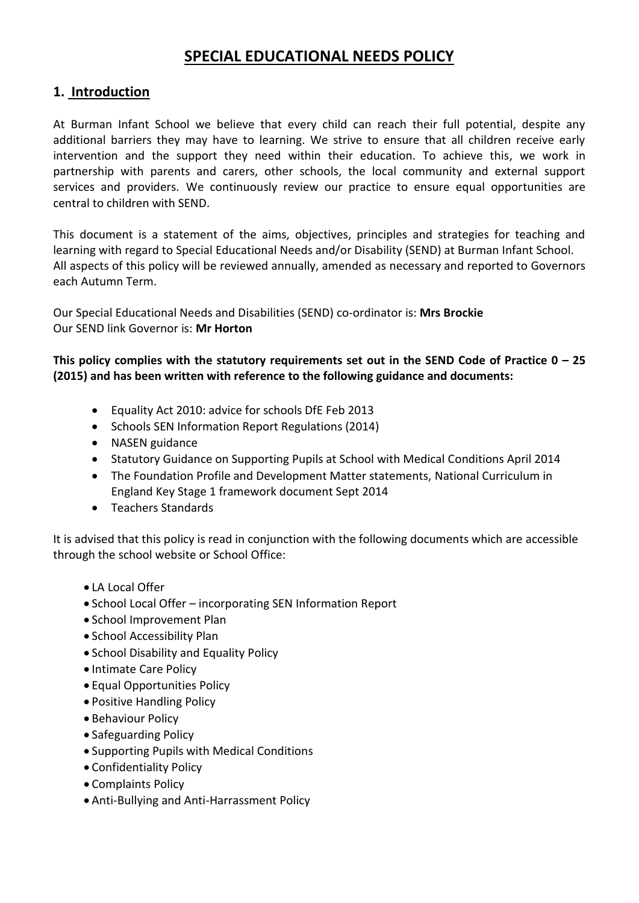# SPECIAL EDUCATIONAL NEEDS POLICY

## 1. Introduction

At Burman Infant School we believe that every child can reach their full potential, despite any additional barriers they may have to learning. We strive to ensure that all children receive early intervention and the support they need within their education. To achieve this, we work in partnership with parents and carers, other schools, the local community and external support services and providers. We continuously review our practice to ensure equal opportunities are central to children with SEND.

This document is a statement of the aims, objectives, principles and strategies for teaching and learning with regard to Special Educational Needs and/or Disability (SEND) at Burman Infant School. All aspects of this policy will be reviewed annually, amended as necessary and reported to Governors each Autumn Term.

Our Special Educational Needs and Disabilities (SEND) co-ordinator is: **Mrs Brockie**
Our SEND link Governor is: **Mr Horton**

**This policy complies with the statutory requirements set out in the SEND Code of Practice 0 – 25 (2015) and has been written with reference to the following guidance and documents:**

- Equality Act 2010: advice for schools DfE Feb 2013
- Schools SEN Information Report Regulations (2014)
- NASEN guidance
- Statutory Guidance on Supporting Pupils at School with Medical Conditions April 2014
- The Foundation Profile and Development Matter statements, National Curriculum in England Key Stage 1 framework document Sept 2014
- Teachers Standards

It is advised that this policy is read in conjunction with the following documents which are accessible through the school website or School Office:

- LA Local Offer
- School Local Offer – incorporating SEN Information Report
- School Improvement Plan
- School Accessibility Plan
- School Disability and Equality Policy
- Intimate Care Policy
- Equal Opportunities Policy
- Positive Handling Policy
- Behaviour Policy
- Safeguarding Policy
- Supporting Pupils with Medical Conditions
- Confidentiality Policy
- Complaints Policy
- Anti-Bullying and Anti-Harrassment Policy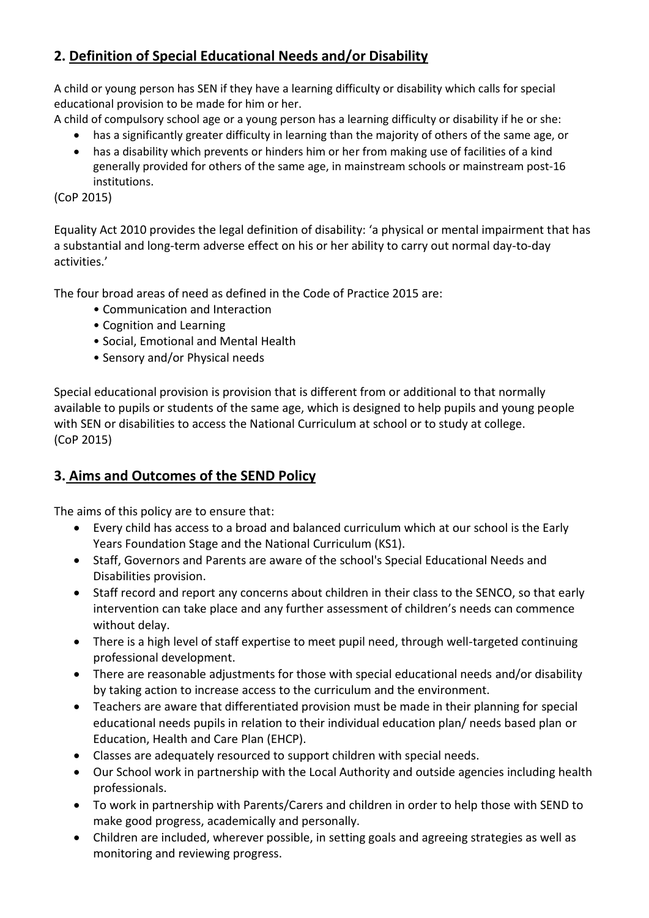## 2. Definition of Special Educational Needs and/or Disability

A child or young person has SEN if they have a learning difficulty or disability which calls for special educational provision to be made for him or her.

A child of compulsory school age or a young person has a learning difficulty or disability if he or she:

- has a significantly greater difficulty in learning than the majority of others of the same age, or
- has a disability which prevents or hinders him or her from making use of facilities of a kind generally provided for others of the same age, in mainstream schools or mainstream post-16 institutions.

(CoP 2015)

Equality Act 2010 provides the legal definition of disability: 'a physical or mental impairment that has a substantial and long-term adverse effect on his or her ability to carry out normal day-to-day activities.'

The four broad areas of need as defined in the Code of Practice 2015 are:

- Communication and Interaction
- Cognition and Learning
- Social, Emotional and Mental Health
- Sensory and/or Physical needs

Special educational provision is provision that is different from or additional to that normally available to pupils or students of the same age, which is designed to help pupils and young people with SEN or disabilities to access the National Curriculum at school or to study at college.
(CoP 2015)

## 3. Aims and Outcomes of the SEND Policy

The aims of this policy are to ensure that:

- Every child has access to a broad and balanced curriculum which at our school is the Early Years Foundation Stage and the National Curriculum (KS1).
- Staff, Governors and Parents are aware of the school's Special Educational Needs and Disabilities provision.
- Staff record and report any concerns about children in their class to the SENCO, so that early intervention can take place and any further assessment of children's needs can commence without delay.
- There is a high level of staff expertise to meet pupil need, through well-targeted continuing professional development.
- There are reasonable adjustments for those with special educational needs and/or disability by taking action to increase access to the curriculum and the environment.
- Teachers are aware that differentiated provision must be made in their planning for special educational needs pupils in relation to their individual education plan/ needs based plan or Education, Health and Care Plan (EHCP).
- Classes are adequately resourced to support children with special needs.
- Our School work in partnership with the Local Authority and outside agencies including health professionals.
- To work in partnership with Parents/Carers and children in order to help those with SEND to make good progress, academically and personally.
- Children are included, wherever possible, in setting goals and agreeing strategies as well as monitoring and reviewing progress.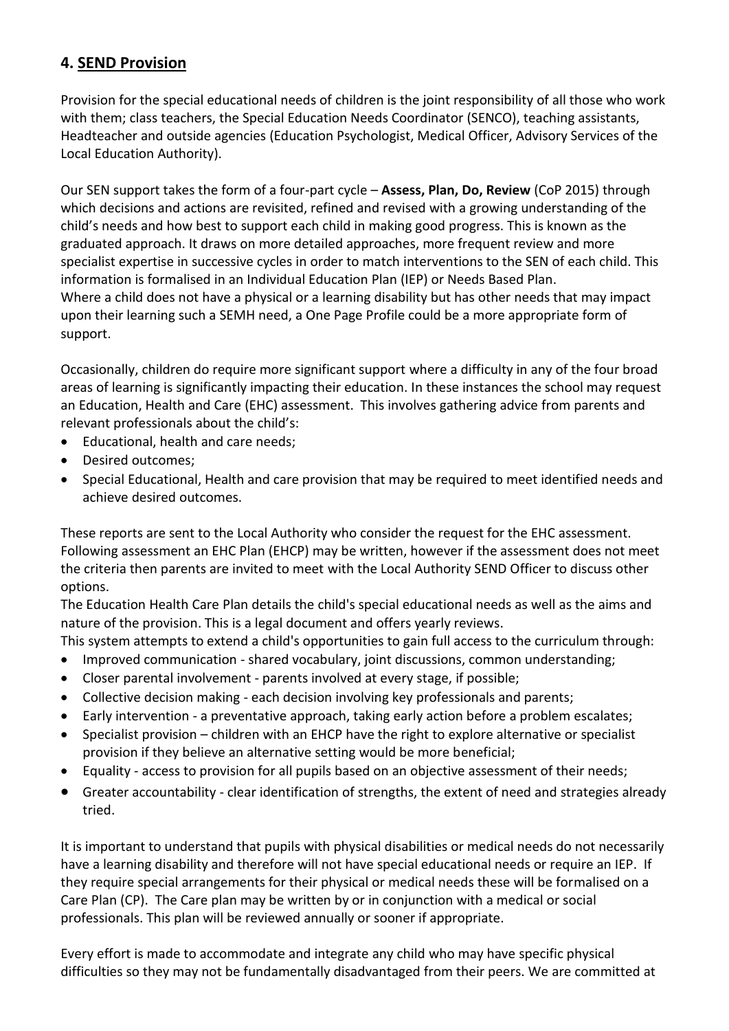## 4. SEND Provision

Provision for the special educational needs of children is the joint responsibility of all those who work with them; class teachers, the Special Education Needs Coordinator (SENCO), teaching assistants, Headteacher and outside agencies (Education Psychologist, Medical Officer, Advisory Services of the Local Education Authority).

Our SEN support takes the form of a four-part cycle – **Assess, Plan, Do, Review** (CoP 2015) through which decisions and actions are revisited, refined and revised with a growing understanding of the child's needs and how best to support each child in making good progress. This is known as the graduated approach. It draws on more detailed approaches, more frequent review and more specialist expertise in successive cycles in order to match interventions to the SEN of each child. This information is formalised in an Individual Education Plan (IEP) or Needs Based Plan.
Where a child does not have a physical or a learning disability but has other needs that may impact upon their learning such a SEMH need, a One Page Profile could be a more appropriate form of support.

Occasionally, children do require more significant support where a difficulty in any of the four broad areas of learning is significantly impacting their education. In these instances the school may request an Education, Health and Care (EHC) assessment. This involves gathering advice from parents and relevant professionals about the child's:

- Educational, health and care needs;
- Desired outcomes;
- Special Educational, Health and care provision that may be required to meet identified needs and achieve desired outcomes.

These reports are sent to the Local Authority who consider the request for the EHC assessment. Following assessment an EHC Plan (EHCP) may be written, however if the assessment does not meet the criteria then parents are invited to meet with the Local Authority SEND Officer to discuss other options.
The Education Health Care Plan details the child's special educational needs as well as the aims and nature of the provision. This is a legal document and offers yearly reviews.
This system attempts to extend a child's opportunities to gain full access to the curriculum through:

- Improved communication - shared vocabulary, joint discussions, common understanding;
- Closer parental involvement - parents involved at every stage, if possible;
- Collective decision making - each decision involving key professionals and parents;
- Early intervention - a preventative approach, taking early action before a problem escalates;
- Specialist provision – children with an EHCP have the right to explore alternative or specialist provision if they believe an alternative setting would be more beneficial;
- Equality - access to provision for all pupils based on an objective assessment of their needs;
- Greater accountability - clear identification of strengths, the extent of need and strategies already tried.

It is important to understand that pupils with physical disabilities or medical needs do not necessarily have a learning disability and therefore will not have special educational needs or require an IEP. If they require special arrangements for their physical or medical needs these will be formalised on a Care Plan (CP). The Care plan may be written by or in conjunction with a medical or social professionals. This plan will be reviewed annually or sooner if appropriate.

Every effort is made to accommodate and integrate any child who may have specific physical difficulties so they may not be fundamentally disadvantaged from their peers. We are committed at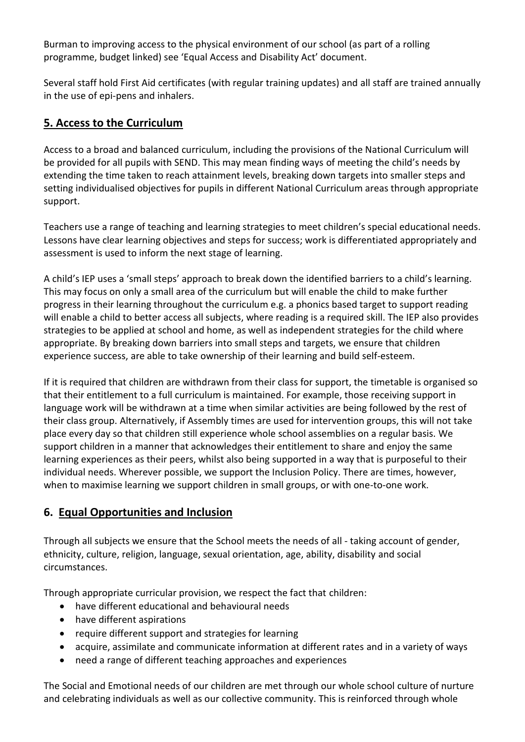Burman to improving access to the physical environment of our school (as part of a rolling programme, budget linked) see 'Equal Access and Disability Act' document.

Several staff hold First Aid certificates (with regular training updates) and all staff are trained annually in the use of epi-pens and inhalers.

## 5. Access to the Curriculum

Access to a broad and balanced curriculum, including the provisions of the National Curriculum will be provided for all pupils with SEND. This may mean finding ways of meeting the child's needs by extending the time taken to reach attainment levels, breaking down targets into smaller steps and setting individualised objectives for pupils in different National Curriculum areas through appropriate support.

Teachers use a range of teaching and learning strategies to meet children's special educational needs. Lessons have clear learning objectives and steps for success; work is differentiated appropriately and assessment is used to inform the next stage of learning.

A child's IEP uses a 'small steps' approach to break down the identified barriers to a child's learning. This may focus on only a small area of the curriculum but will enable the child to make further progress in their learning throughout the curriculum e.g. a phonics based target to support reading will enable a child to better access all subjects, where reading is a required skill. The IEP also provides strategies to be applied at school and home, as well as independent strategies for the child where appropriate. By breaking down barriers into small steps and targets, we ensure that children experience success, are able to take ownership of their learning and build self-esteem.

If it is required that children are withdrawn from their class for support, the timetable is organised so that their entitlement to a full curriculum is maintained. For example, those receiving support in language work will be withdrawn at a time when similar activities are being followed by the rest of their class group. Alternatively, if Assembly times are used for intervention groups, this will not take place every day so that children still experience whole school assemblies on a regular basis. We support children in a manner that acknowledges their entitlement to share and enjoy the same learning experiences as their peers, whilst also being supported in a way that is purposeful to their individual needs. Wherever possible, we support the Inclusion Policy. There are times, however, when to maximise learning we support children in small groups, or with one-to-one work.

## 6. Equal Opportunities and Inclusion

Through all subjects we ensure that the School meets the needs of all - taking account of gender, ethnicity, culture, religion, language, sexual orientation, age, ability, disability and social circumstances.

Through appropriate curricular provision, we respect the fact that children:

- have different educational and behavioural needs
- have different aspirations
- require different support and strategies for learning
- acquire, assimilate and communicate information at different rates and in a variety of ways
- need a range of different teaching approaches and experiences

The Social and Emotional needs of our children are met through our whole school culture of nurture and celebrating individuals as well as our collective community. This is reinforced through whole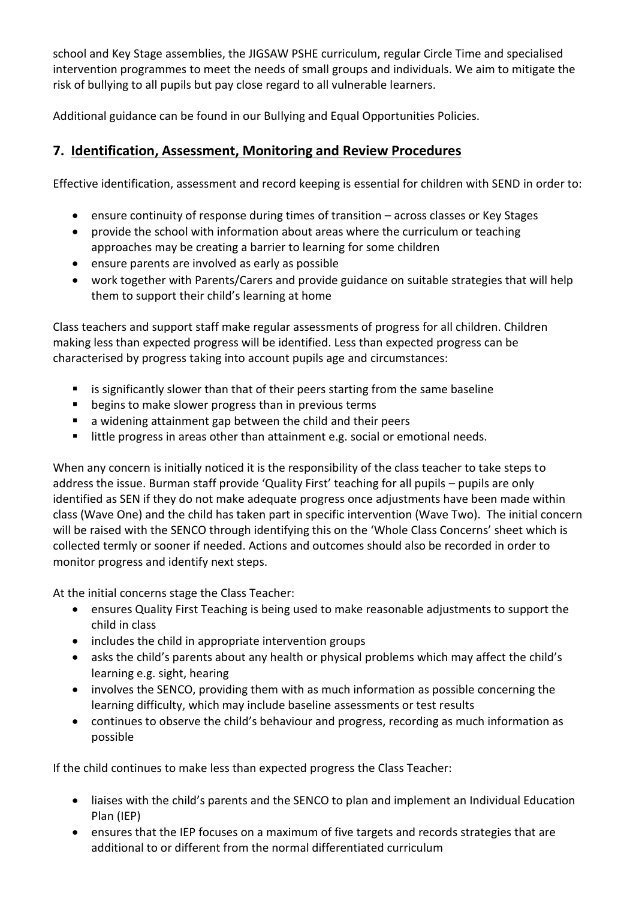school and Key Stage assemblies, the JIGSAW PSHE curriculum, regular Circle Time and specialised intervention programmes to meet the needs of small groups and individuals. We aim to mitigate the risk of bullying to all pupils but pay close regard to all vulnerable learners.

Additional guidance can be found in our Bullying and Equal Opportunities Policies.

## 7. Identification, Assessment, Monitoring and Review Procedures

Effective identification, assessment and record keeping is essential for children with SEND in order to:

- ensure continuity of response during times of transition – across classes or Key Stages
- provide the school with information about areas where the curriculum or teaching approaches may be creating a barrier to learning for some children
- ensure parents are involved as early as possible
- work together with Parents/Carers and provide guidance on suitable strategies that will help them to support their child's learning at home

Class teachers and support staff make regular assessments of progress for all children. Children making less than expected progress will be identified. Less than expected progress can be characterised by progress taking into account pupils age and circumstances:

- is significantly slower than that of their peers starting from the same baseline
- begins to make slower progress than in previous terms
- a widening attainment gap between the child and their peers
- little progress in areas other than attainment e.g. social or emotional needs.

When any concern is initially noticed it is the responsibility of the class teacher to take steps to address the issue. Burman staff provide 'Quality First' teaching for all pupils – pupils are only identified as SEN if they do not make adequate progress once adjustments have been made within class (Wave One) and the child has taken part in specific intervention (Wave Two). The initial concern will be raised with the SENCO through identifying this on the 'Whole Class Concerns' sheet which is collected termly or sooner if needed. Actions and outcomes should also be recorded in order to monitor progress and identify next steps.

At the initial concerns stage the Class Teacher:

- ensures Quality First Teaching is being used to make reasonable adjustments to support the child in class
- includes the child in appropriate intervention groups
- asks the child's parents about any health or physical problems which may affect the child's learning e.g. sight, hearing
- involves the SENCO, providing them with as much information as possible concerning the learning difficulty, which may include baseline assessments or test results
- continues to observe the child's behaviour and progress, recording as much information as possible

If the child continues to make less than expected progress the Class Teacher:

- liaises with the child's parents and the SENCO to plan and implement an Individual Education Plan (IEP)
- ensures that the IEP focuses on a maximum of five targets and records strategies that are additional to or different from the normal differentiated curriculum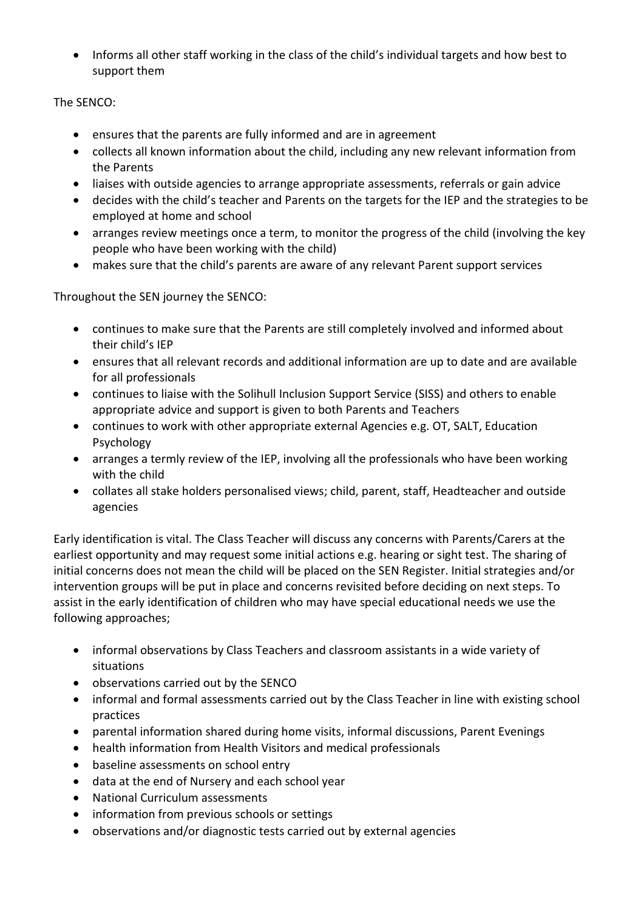- Informs all other staff working in the class of the child's individual targets and how best to support them

The SENCO:

- ensures that the parents are fully informed and are in agreement
- collects all known information about the child, including any new relevant information from the Parents
- liaises with outside agencies to arrange appropriate assessments, referrals or gain advice
- decides with the child's teacher and Parents on the targets for the IEP and the strategies to be employed at home and school
- arranges review meetings once a term, to monitor the progress of the child (involving the key people who have been working with the child)
- makes sure that the child's parents are aware of any relevant Parent support services

Throughout the SEN journey the SENCO:

- continues to make sure that the Parents are still completely involved and informed about their child's IEP
- ensures that all relevant records and additional information are up to date and are available for all professionals
- continues to liaise with the Solihull Inclusion Support Service (SISS) and others to enable appropriate advice and support is given to both Parents and Teachers
- continues to work with other appropriate external Agencies e.g. OT, SALT, Education Psychology
- arranges a termly review of the IEP, involving all the professionals who have been working with the child
- collates all stake holders personalised views; child, parent, staff, Headteacher and outside agencies

Early identification is vital. The Class Teacher will discuss any concerns with Parents/Carers at the earliest opportunity and may request some initial actions e.g. hearing or sight test. The sharing of initial concerns does not mean the child will be placed on the SEN Register. Initial strategies and/or intervention groups will be put in place and concerns revisited before deciding on next steps. To assist in the early identification of children who may have special educational needs we use the following approaches;

- informal observations by Class Teachers and classroom assistants in a wide variety of situations
- observations carried out by the SENCO
- informal and formal assessments carried out by the Class Teacher in line with existing school practices
- parental information shared during home visits, informal discussions, Parent Evenings
- health information from Health Visitors and medical professionals
- baseline assessments on school entry
- data at the end of Nursery and each school year
- National Curriculum assessments
- information from previous schools or settings
- observations and/or diagnostic tests carried out by external agencies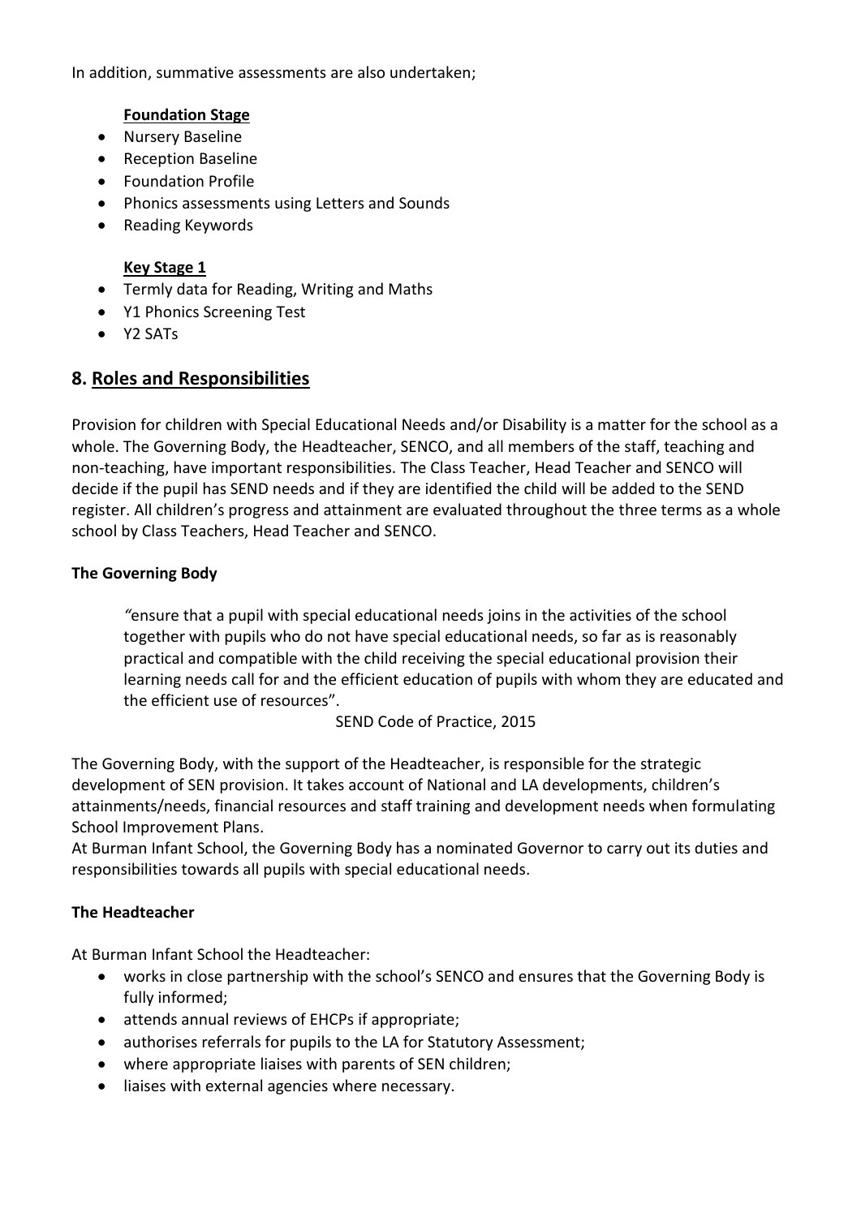In addition, summative assessments are also undertaken;

**Foundation Stage**

- Nursery Baseline
- Reception Baseline
- Foundation Profile
- Phonics assessments using Letters and Sounds
- Reading Keywords

**Key Stage 1**

- Termly data for Reading, Writing and Maths
- Y1 Phonics Screening Test
- Y2 SATs

## 8. Roles and Responsibilities

Provision for children with Special Educational Needs and/or Disability is a matter for the school as a whole. The Governing Body, the Headteacher, SENCO, and all members of the staff, teaching and non-teaching, have important responsibilities. The Class Teacher, Head Teacher and SENCO will decide if the pupil has SEND needs and if they are identified the child will be added to the SEND register. All children's progress and attainment are evaluated throughout the three terms as a whole school by Class Teachers, Head Teacher and SENCO.

**The Governing Body**

> *"*ensure that a pupil with special educational needs joins in the activities of the school together with pupils who do not have special educational needs, so far as is reasonably practical and compatible with the child receiving the special educational provision their learning needs call for and the efficient education of pupils with whom they are educated and the efficient use of resources".
>
> SEND Code of Practice, 2015

The Governing Body, with the support of the Headteacher, is responsible for the strategic development of SEN provision. It takes account of National and LA developments, children's attainments/needs, financial resources and staff training and development needs when formulating School Improvement Plans.

At Burman Infant School, the Governing Body has a nominated Governor to carry out its duties and responsibilities towards all pupils with special educational needs.

**The Headteacher**

At Burman Infant School the Headteacher:

- works in close partnership with the school's SENCO and ensures that the Governing Body is fully informed;
- attends annual reviews of EHCPs if appropriate;
- authorises referrals for pupils to the LA for Statutory Assessment;
- where appropriate liaises with parents of SEN children;
- liaises with external agencies where necessary.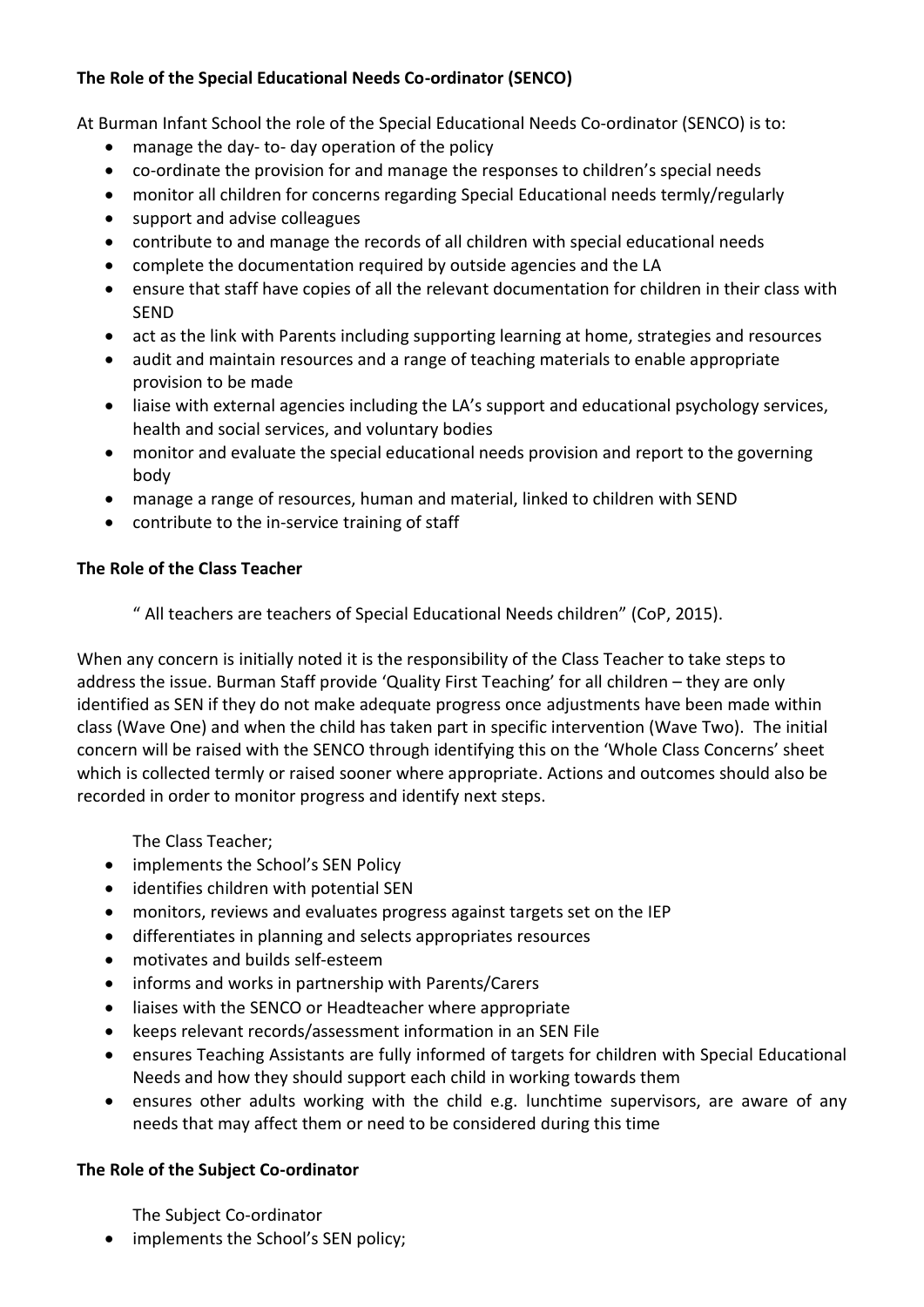**The Role of the Special Educational Needs Co-ordinator (SENCO)**

At Burman Infant School the role of the Special Educational Needs Co-ordinator (SENCO) is to:

- manage the day- to- day operation of the policy
- co-ordinate the provision for and manage the responses to children's special needs
- monitor all children for concerns regarding Special Educational needs termly/regularly
- support and advise colleagues
- contribute to and manage the records of all children with special educational needs
- complete the documentation required by outside agencies and the LA
- ensure that staff have copies of all the relevant documentation for children in their class with SEND
- act as the link with Parents including supporting learning at home, strategies and resources
- audit and maintain resources and a range of teaching materials to enable appropriate provision to be made
- liaise with external agencies including the LA's support and educational psychology services, health and social services, and voluntary bodies
- monitor and evaluate the special educational needs provision and report to the governing body
- manage a range of resources, human and material, linked to children with SEND
- contribute to the in-service training of staff

**The Role of the Class Teacher**

" All teachers are teachers of Special Educational Needs children" (CoP, 2015).

When any concern is initially noted it is the responsibility of the Class Teacher to take steps to address the issue. Burman Staff provide 'Quality First Teaching' for all children – they are only identified as SEN if they do not make adequate progress once adjustments have been made within class (Wave One) and when the child has taken part in specific intervention (Wave Two). The initial concern will be raised with the SENCO through identifying this on the 'Whole Class Concerns' sheet which is collected termly or raised sooner where appropriate. Actions and outcomes should also be recorded in order to monitor progress and identify next steps.

The Class Teacher;

- implements the School's SEN Policy
- identifies children with potential SEN
- monitors, reviews and evaluates progress against targets set on the IEP
- differentiates in planning and selects appropriates resources
- motivates and builds self-esteem
- informs and works in partnership with Parents/Carers
- liaises with the SENCO or Headteacher where appropriate
- keeps relevant records/assessment information in an SEN File
- ensures Teaching Assistants are fully informed of targets for children with Special Educational Needs and how they should support each child in working towards them
- ensures other adults working with the child e.g. lunchtime supervisors, are aware of any needs that may affect them or need to be considered during this time

**The Role of the Subject Co-ordinator**

The Subject Co-ordinator

- implements the School's SEN policy;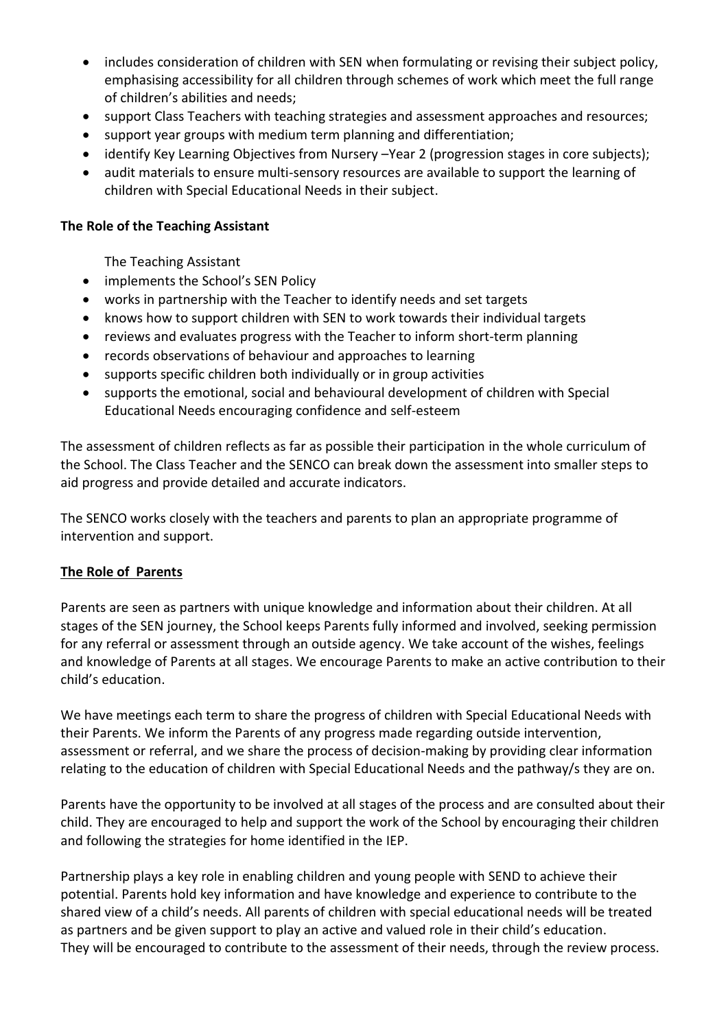- includes consideration of children with SEN when formulating or revising their subject policy, emphasising accessibility for all children through schemes of work which meet the full range of children's abilities and needs;
- support Class Teachers with teaching strategies and assessment approaches and resources;
- support year groups with medium term planning and differentiation;
- identify Key Learning Objectives from Nursery –Year 2 (progression stages in core subjects);
- audit materials to ensure multi-sensory resources are available to support the learning of children with Special Educational Needs in their subject.

**The Role of the Teaching Assistant**

The Teaching Assistant

- implements the School's SEN Policy
- works in partnership with the Teacher to identify needs and set targets
- knows how to support children with SEN to work towards their individual targets
- reviews and evaluates progress with the Teacher to inform short-term planning
- records observations of behaviour and approaches to learning
- supports specific children both individually or in group activities
- supports the emotional, social and behavioural development of children with Special Educational Needs encouraging confidence and self-esteem

The assessment of children reflects as far as possible their participation in the whole curriculum of the School. The Class Teacher and the SENCO can break down the assessment into smaller steps to aid progress and provide detailed and accurate indicators.

The SENCO works closely with the teachers and parents to plan an appropriate programme of intervention and support.

**<u>The Role of Parents</u>**

Parents are seen as partners with unique knowledge and information about their children. At all stages of the SEN journey, the School keeps Parents fully informed and involved, seeking permission for any referral or assessment through an outside agency. We take account of the wishes, feelings and knowledge of Parents at all stages. We encourage Parents to make an active contribution to their child's education.

We have meetings each term to share the progress of children with Special Educational Needs with their Parents. We inform the Parents of any progress made regarding outside intervention, assessment or referral, and we share the process of decision-making by providing clear information relating to the education of children with Special Educational Needs and the pathway/s they are on.

Parents have the opportunity to be involved at all stages of the process and are consulted about their child. They are encouraged to help and support the work of the School by encouraging their children and following the strategies for home identified in the IEP.

Partnership plays a key role in enabling children and young people with SEND to achieve their potential. Parents hold key information and have knowledge and experience to contribute to the shared view of a child's needs. All parents of children with special educational needs will be treated as partners and be given support to play an active and valued role in their child's education. They will be encouraged to contribute to the assessment of their needs, through the review process.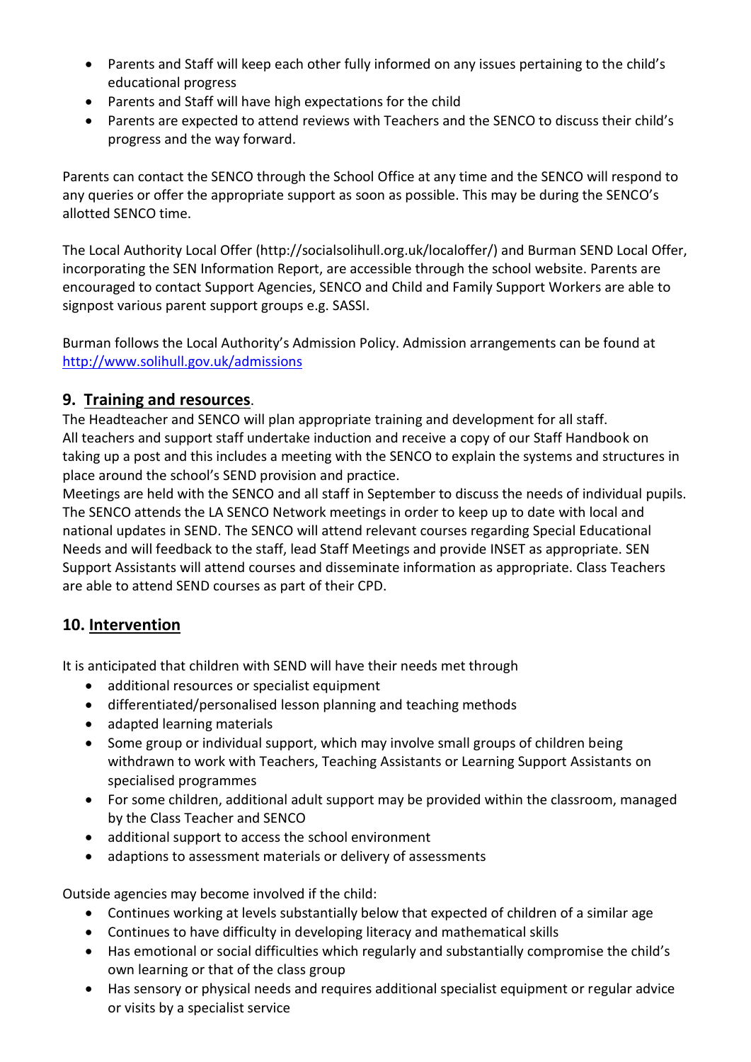- Parents and Staff will keep each other fully informed on any issues pertaining to the child's educational progress
- Parents and Staff will have high expectations for the child
- Parents are expected to attend reviews with Teachers and the SENCO to discuss their child's progress and the way forward.

Parents can contact the SENCO through the School Office at any time and the SENCO will respond to any queries or offer the appropriate support as soon as possible. This may be during the SENCO's allotted SENCO time.

The Local Authority Local Offer (http://socialsolihull.org.uk/localoffer/) and Burman SEND Local Offer, incorporating the SEN Information Report, are accessible through the school website. Parents are encouraged to contact Support Agencies, SENCO and Child and Family Support Workers are able to signpost various parent support groups e.g. SASSI.

Burman follows the Local Authority's Admission Policy. Admission arrangements can be found at http://www.solihull.gov.uk/admissions

## 9. Training and resources.

The Headteacher and SENCO will plan appropriate training and development for all staff.
All teachers and support staff undertake induction and receive a copy of our Staff Handbook on taking up a post and this includes a meeting with the SENCO to explain the systems and structures in place around the school's SEND provision and practice.
Meetings are held with the SENCO and all staff in September to discuss the needs of individual pupils. The SENCO attends the LA SENCO Network meetings in order to keep up to date with local and national updates in SEND. The SENCO will attend relevant courses regarding Special Educational Needs and will feedback to the staff, lead Staff Meetings and provide INSET as appropriate. SEN Support Assistants will attend courses and disseminate information as appropriate. Class Teachers are able to attend SEND courses as part of their CPD.

## 10. Intervention

It is anticipated that children with SEND will have their needs met through

- additional resources or specialist equipment
- differentiated/personalised lesson planning and teaching methods
- adapted learning materials
- Some group or individual support, which may involve small groups of children being withdrawn to work with Teachers, Teaching Assistants or Learning Support Assistants on specialised programmes
- For some children, additional adult support may be provided within the classroom, managed by the Class Teacher and SENCO
- additional support to access the school environment
- adaptions to assessment materials or delivery of assessments

Outside agencies may become involved if the child:

- Continues working at levels substantially below that expected of children of a similar age
- Continues to have difficulty in developing literacy and mathematical skills
- Has emotional or social difficulties which regularly and substantially compromise the child's own learning or that of the class group
- Has sensory or physical needs and requires additional specialist equipment or regular advice or visits by a specialist service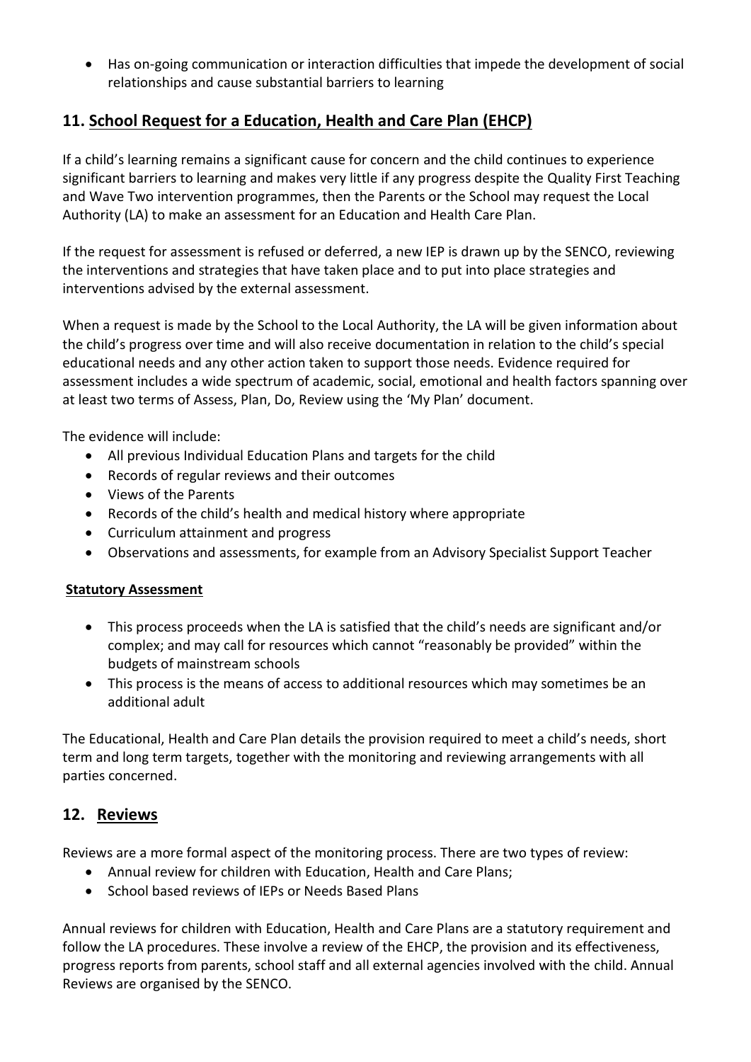- Has on-going communication or interaction difficulties that impede the development of social relationships and cause substantial barriers to learning

## 11. School Request for a Education, Health and Care Plan (EHCP)

If a child's learning remains a significant cause for concern and the child continues to experience significant barriers to learning and makes very little if any progress despite the Quality First Teaching and Wave Two intervention programmes, then the Parents or the School may request the Local Authority (LA) to make an assessment for an Education and Health Care Plan.

If the request for assessment is refused or deferred, a new IEP is drawn up by the SENCO, reviewing the interventions and strategies that have taken place and to put into place strategies and interventions advised by the external assessment.

When a request is made by the School to the Local Authority, the LA will be given information about the child's progress over time and will also receive documentation in relation to the child's special educational needs and any other action taken to support those needs. Evidence required for assessment includes a wide spectrum of academic, social, emotional and health factors spanning over at least two terms of Assess, Plan, Do, Review using the 'My Plan' document.

The evidence will include:

- All previous Individual Education Plans and targets for the child
- Records of regular reviews and their outcomes
- Views of the Parents
- Records of the child's health and medical history where appropriate
- Curriculum attainment and progress
- Observations and assessments, for example from an Advisory Specialist Support Teacher

### Statutory Assessment

- This process proceeds when the LA is satisfied that the child's needs are significant and/or complex; and may call for resources which cannot "reasonably be provided" within the budgets of mainstream schools
- This process is the means of access to additional resources which may sometimes be an additional adult

The Educational, Health and Care Plan details the provision required to meet a child's needs, short term and long term targets, together with the monitoring and reviewing arrangements with all parties concerned.

## 12. Reviews

Reviews are a more formal aspect of the monitoring process. There are two types of review:

- Annual review for children with Education, Health and Care Plans;
- School based reviews of IEPs or Needs Based Plans

Annual reviews for children with Education, Health and Care Plans are a statutory requirement and follow the LA procedures. These involve a review of the EHCP, the provision and its effectiveness, progress reports from parents, school staff and all external agencies involved with the child. Annual Reviews are organised by the SENCO.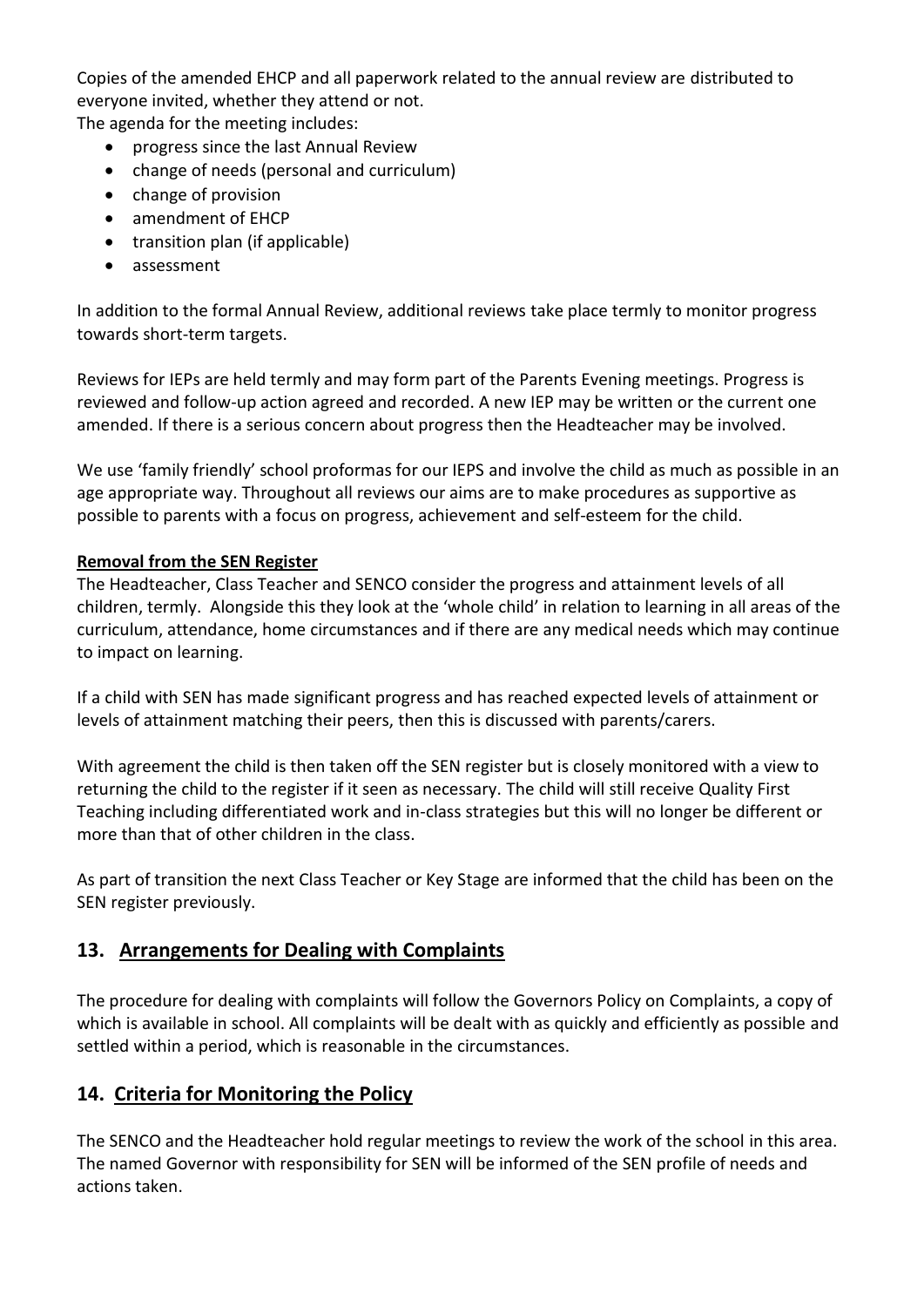Copies of the amended EHCP and all paperwork related to the annual review are distributed to everyone invited, whether they attend or not.

The agenda for the meeting includes:

- progress since the last Annual Review
- change of needs (personal and curriculum)
- change of provision
- amendment of EHCP
- transition plan (if applicable)
- assessment

In addition to the formal Annual Review, additional reviews take place termly to monitor progress towards short-term targets.

Reviews for IEPs are held termly and may form part of the Parents Evening meetings. Progress is reviewed and follow-up action agreed and recorded. A new IEP may be written or the current one amended. If there is a serious concern about progress then the Headteacher may be involved.

We use 'family friendly' school proformas for our IEPS and involve the child as much as possible in an age appropriate way. Throughout all reviews our aims are to make procedures as supportive as possible to parents with a focus on progress, achievement and self-esteem for the child.

**Removal from the SEN Register**

The Headteacher, Class Teacher and SENCO consider the progress and attainment levels of all children, termly. Alongside this they look at the 'whole child' in relation to learning in all areas of the curriculum, attendance, home circumstances and if there are any medical needs which may continue to impact on learning.

If a child with SEN has made significant progress and has reached expected levels of attainment or levels of attainment matching their peers, then this is discussed with parents/carers.

With agreement the child is then taken off the SEN register but is closely monitored with a view to returning the child to the register if it seen as necessary. The child will still receive Quality First Teaching including differentiated work and in-class strategies but this will no longer be different or more than that of other children in the class.

As part of transition the next Class Teacher or Key Stage are informed that the child has been on the SEN register previously.

## 13. Arrangements for Dealing with Complaints

The procedure for dealing with complaints will follow the Governors Policy on Complaints, a copy of which is available in school. All complaints will be dealt with as quickly and efficiently as possible and settled within a period, which is reasonable in the circumstances.

## 14. Criteria for Monitoring the Policy

The SENCO and the Headteacher hold regular meetings to review the work of the school in this area. The named Governor with responsibility for SEN will be informed of the SEN profile of needs and actions taken.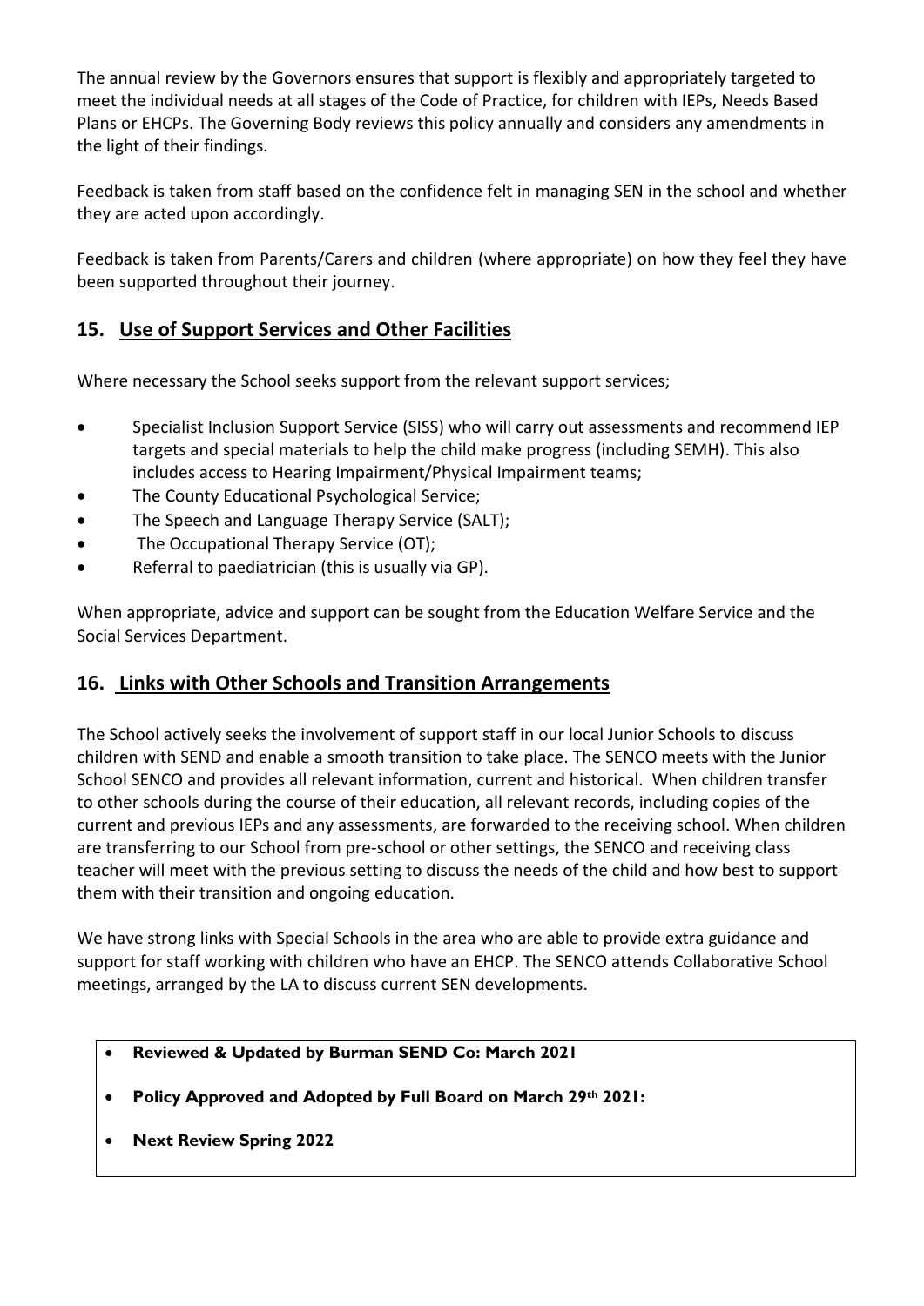The annual review by the Governors ensures that support is flexibly and appropriately targeted to meet the individual needs at all stages of the Code of Practice, for children with IEPs, Needs Based Plans or EHCPs. The Governing Body reviews this policy annually and considers any amendments in the light of their findings.

Feedback is taken from staff based on the confidence felt in managing SEN in the school and whether they are acted upon accordingly.

Feedback is taken from Parents/Carers and children (where appropriate) on how they feel they have been supported throughout their journey.

## 15. Use of Support Services and Other Facilities

Where necessary the School seeks support from the relevant support services;

- Specialist Inclusion Support Service (SISS) who will carry out assessments and recommend IEP targets and special materials to help the child make progress (including SEMH). This also includes access to Hearing Impairment/Physical Impairment teams;
- The County Educational Psychological Service;
- The Speech and Language Therapy Service (SALT);
- The Occupational Therapy Service (OT);
- Referral to paediatrician (this is usually via GP).

When appropriate, advice and support can be sought from the Education Welfare Service and the Social Services Department.

## 16. Links with Other Schools and Transition Arrangements

The School actively seeks the involvement of support staff in our local Junior Schools to discuss children with SEND and enable a smooth transition to take place. The SENCO meets with the Junior School SENCO and provides all relevant information, current and historical. When children transfer to other schools during the course of their education, all relevant records, including copies of the current and previous IEPs and any assessments, are forwarded to the receiving school. When children are transferring to our School from pre-school or other settings, the SENCO and receiving class teacher will meet with the previous setting to discuss the needs of the child and how best to support them with their transition and ongoing education.

We have strong links with Special Schools in the area who are able to provide extra guidance and support for staff working with children who have an EHCP. The SENCO attends Collaborative School meetings, arranged by the LA to discuss current SEN developments.

- **Reviewed & Updated by Burman SEND Co: March 2021**
- **Policy Approved and Adopted by Full Board on March 29th 2021:**
- **Next Review Spring 2022**